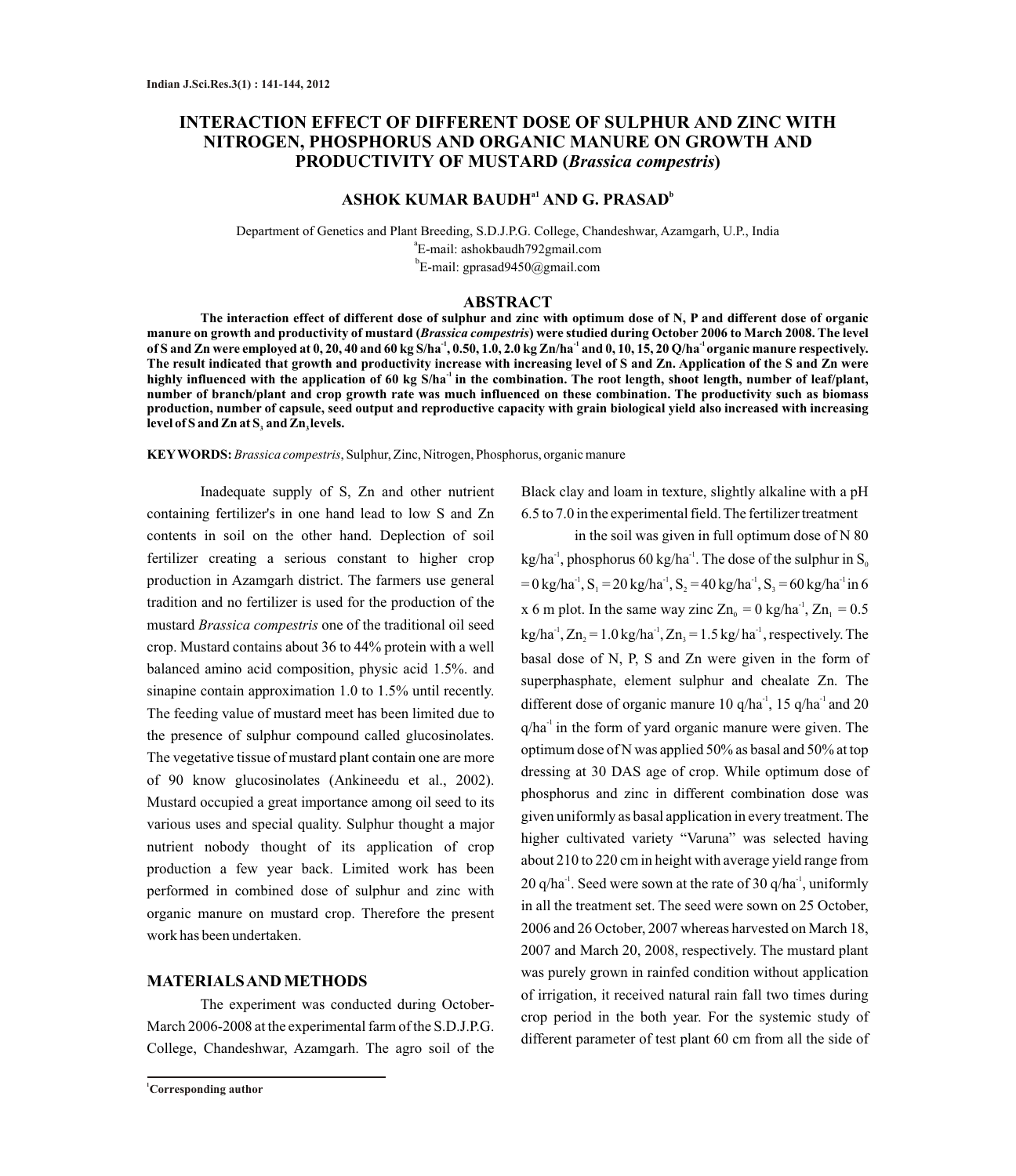# INTERACTION EFFECT OF DIFFERENT DOSE OF SULPHUR AND ZINC WITH NITROGEN, PHOSPHORUS AND ORGANIC MANURE ON GROWTH AND PRODUCTIVITY OF MUSTARD (*Brassica compestris*)

**ASHOK KUMAR BAUDH[a1] AND G. PRASAD[b]**

Department of Genetics and Plant Breeding, S.D.J.P.G. College, Chandeshwar, Azamgarh, U.P., India

[a]E-mail: ashokbaudh792gmail.com

[b]E-mail: gprasad9450@gmail.com

## ABSTRACT

**The interaction effect of different dose of sulphur and zinc with optimum dose of N, P and different dose of organic manure on growth and productivity of mustard (*Brassica compestris*) were studied during October 2006 to March 2008. The level of S and Zn were employed at 0, 20, 40 and 60 kg S/ha$^{-1}$, 0.50, 1.0, 2.0 kg Zn/ha$^{-1}$ and 0, 10, 15, 20 Q/ha$^{-1}$ organic manure respectively. The result indicated that growth and productivity increase with increasing level of S and Zn. Application of the S and Zn were highly influenced with the application of 60 kg S/ha$^{-1}$ in the combination. The root length, shoot length, number of leaf/plant, number of branch/plant and crop growth rate was much influenced on these combination. The productivity such as biomass production, number of capsule, seed output and reproductive capacity with grain biological yield also increased with increasing level of S and Zn at $S_3$ and $Zn_3$ levels.**

**KEYWORDS:** *Brassica compestris*, Sulphur, Zinc, Nitrogen, Phosphorus, organic manure

Inadequate supply of S, Zn and other nutrient containing fertilizer's in one hand lead to low S and Zn contents in soil on the other hand. Deplection of soil fertilizer creating a serious constant to higher crop production in Azamgarh district. The farmers use general tradition and no fertilizer is used for the production of the mustard *Brassica compestris* one of the traditional oil seed crop. Mustard contains about 36 to 44% protein with a well balanced amino acid composition, physic acid 1.5%. and sinapine contain approximation 1.0 to 1.5% until recently. The feeding value of mustard meet has been limited due to the presence of sulphur compound called glucosinolates. The vegetative tissue of mustard plant contain one are more of 90 know glucosinolates (Ankineedu et al., 2002). Mustard occupied a great importance among oil seed to its various uses and special quality. Sulphur thought a major nutrient nobody thought of its application of crop production a few year back. Limited work has been performed in combined dose of sulphur and zinc with organic manure on mustard crop. Therefore the present work has been undertaken.

## MATERIALS AND METHODS

The experiment was conducted during October-March 2006-2008 at the experimental farm of the S.D.J.P.G. College, Chandeshwar, Azamgarh. The agro soil of the Black clay and loam in texture, slightly alkaline with a pH 6.5 to 7.0 in the experimental field. The fertilizer treatment in the soil was given in full optimum dose of N 80 kg/ha$^{-1}$, phosphorus 60 kg/ha$^{-1}$. The dose of the sulphur in $S_0$ = 0 kg/ha$^{-1}$, $S_1$ = 20 kg/ha$^{-1}$, $S_2$ = 40 kg/ha$^{-1}$, $S_3$ = 60 kg/ha$^{-1}$ in 6 x 6 m plot. In the same way zinc $Zn_0$ = 0 kg/ha$^{-1}$, $Zn_1$ = 0.5 kg/ha$^{-1}$, $Zn_2$ = 1.0 kg/ha$^{-1}$, $Zn_3$ = 1.5 kg/ ha$^{-1}$, respectively. The basal dose of N, P, S and Zn were given in the form of superphasphate, element sulphur and chealate Zn. The different dose of organic manure 10 q/ha$^{-1}$, 15 q/ha$^{-1}$ and 20 q/ha$^{-1}$ in the form of yard organic manure were given. The optimum dose of N was applied 50% as basal and 50% at top dressing at 30 DAS age of crop. While optimum dose of phosphorus and zinc in different combination dose was given uniformly as basal application in every treatment. The higher cultivated variety "Varuna" was selected having about 210 to 220 cm in height with average yield range from 20 q/ha$^{-1}$. Seed were sown at the rate of 30 q/ha$^{-1}$, uniformly in all the treatment set. The seed were sown on 25 October, 2006 and 26 October, 2007 whereas harvested on March 18, 2007 and March 20, 2008, respectively. The mustard plant was purely grown in rainfed condition without application of irrigation, it received natural rain fall two times during crop period in the both year. For the systemic study of different parameter of test plant 60 cm from all the side of

[1]Corresponding author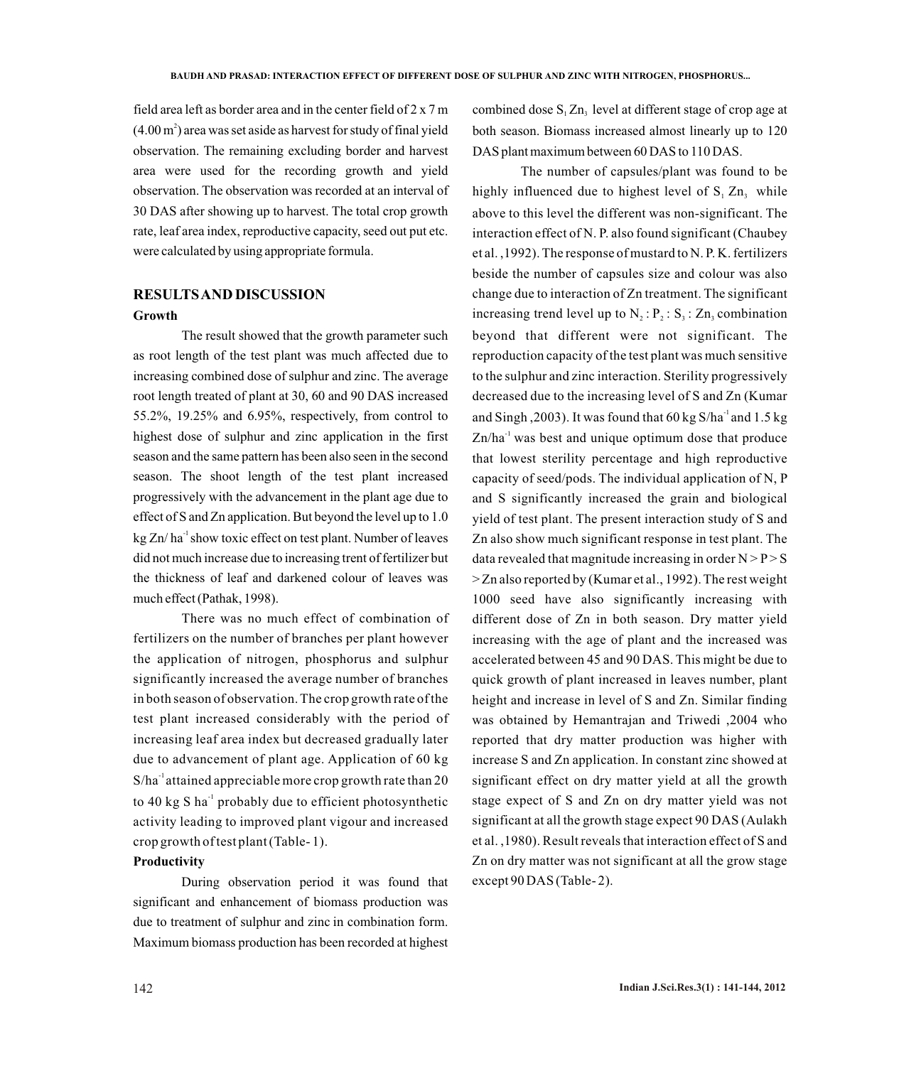field area left as border area and in the center field of 2 x 7 m ($4.00 m^2$) area was set aside as harvest for study of final yield observation. The remaining excluding border and harvest area were used for the recording growth and yield observation. The observation was recorded at an interval of 30 DAS after showing up to harvest. The total crop growth rate, leaf area index, reproductive capacity, seed out put etc. were calculated by using appropriate formula.

## RESULTS AND DISCUSSION

### Growth

The result showed that the growth parameter such as root length of the test plant was much affected due to increasing combined dose of sulphur and zinc. The average root length treated of plant at 30, 60 and 90 DAS increased 55.2%, 19.25% and 6.95%, respectively, from control to highest dose of sulphur and zinc application in the first season and the same pattern has been also seen in the second season. The shoot length of the test plant increased progressively with the advancement in the plant age due to effect of S and Zn application. But beyond the level up to 1.0 kg Zn/ $ha^{-1}$ show toxic effect on test plant. Number of leaves did not much increase due to increasing trent of fertilizer but the thickness of leaf and darkened colour of leaves was much effect (Pathak, 1998).

There was no much effect of combination of fertilizers on the number of branches per plant however the application of nitrogen, phosphorus and sulphur significantly increased the average number of branches in both season of observation. The crop growth rate of the test plant increased considerably with the period of increasing leaf area index but decreased gradually later due to advancement of plant age. Application of 60 kg S/$ha^{-1}$ attained appreciable more crop growth rate than 20 to 40 kg S $ha^{-1}$ probably due to efficient photosynthetic activity leading to improved plant vigour and increased crop growth of test plant (Table- 1).

### Productivity

During observation period it was found that significant and enhancement of biomass production was due to treatment of sulphur and zinc in combination form. Maximum biomass production has been recorded at highest combined dose $S_1 Zn_3$ level at different stage of crop age at both season. Biomass increased almost linearly up to 120 DAS plant maximum between 60 DAS to 110 DAS.

The number of capsules/plant was found to be highly influenced due to highest level of $S_1 Zn_3$ while above to this level the different was non-significant. The interaction effect of N. P. also found significant (Chaubey et al. ,1992). The response of mustard to N. P. K. fertilizers beside the number of capsules size and colour was also change due to interaction of Zn treatment. The significant increasing trend level up to $N_2 : P_2 : S_3 : Zn_3$ combination beyond that different were not significant. The reproduction capacity of the test plant was much sensitive to the sulphur and zinc interaction. Sterility progressively decreased due to the increasing level of S and Zn (Kumar and Singh ,2003). It was found that 60 kg S/$ha^{-1}$ and 1.5 kg Zn/$ha^{-1}$ was best and unique optimum dose that produce that lowest sterility percentage and high reproductive capacity of seed/pods. The individual application of N, P and S significantly increased the grain and biological yield of test plant. The present interaction study of S and Zn also show much significant response in test plant. The data revealed that magnitude increasing in order N > P > S > Zn also reported by (Kumar et al., 1992). The rest weight 1000 seed have also significantly increasing with different dose of Zn in both season. Dry matter yield increasing with the age of plant and the increased was accelerated between 45 and 90 DAS. This might be due to quick growth of plant increased in leaves number, plant height and increase in level of S and Zn. Similar finding was obtained by Hemantrajan and Triwedi ,2004 who reported that dry matter production was higher with increase S and Zn application. In constant zinc showed at significant effect on dry matter yield at all the growth stage expect of S and Zn on dry matter yield was not significant at all the growth stage expect 90 DAS (Aulakh et al. ,1980). Result reveals that interaction effect of S and Zn on dry matter was not significant at all the grow stage except 90 DAS (Table- 2).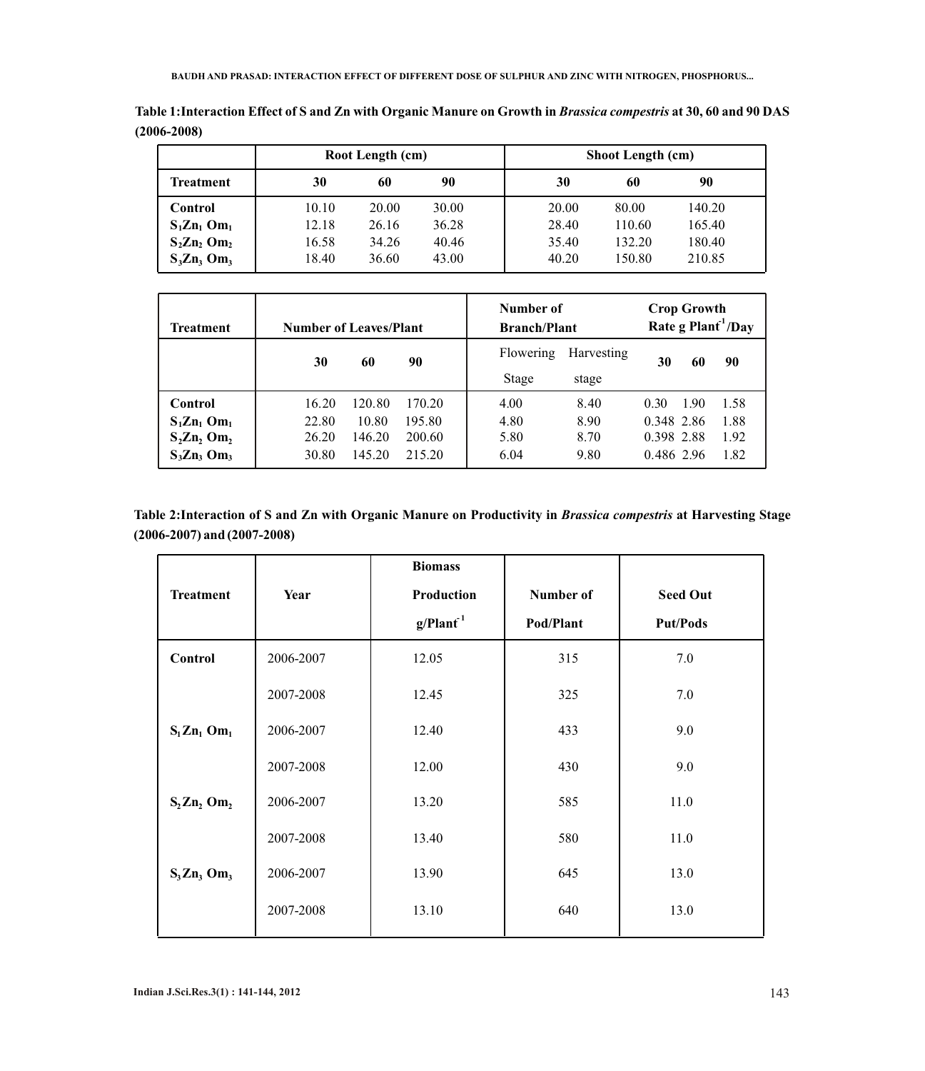**Table 1:Interaction Effect of S and Zn with Organic Manure on Growth in *Brassica compestris* at 30, 60 and 90 DAS (2006-2008)**

| | Root Length (cm) | | | Shoot Length (cm) | | |
|---|---|---|---|---|---|---|
| **Treatment** | **30** | **60** | **90** | **30** | **60** | **90** |
| **Control** | 10.10 | 20.00 | 30.00 | 20.00 | 80.00 | 140.20 |
| **$S_1Zn_1$ $Om_1$** | 12.18 | 26.16 | 36.28 | 28.40 | 110.60 | 165.40 |
| **$S_2Zn_2$ $Om_2$** | 16.58 | 34.26 | 40.46 | 35.40 | 132.20 | 180.40 |
| **$S_3Zn_3$ $Om_3$** | 18.40 | 36.60 | 43.00 | 40.20 | 150.80 | 210.85 |

| **Treatment** | **Number of Leaves/Plant** | | | **Number of Branch/Plant** | | **Crop Growth Rate g Plant$^{-1}$/Day** | | |
|---|---|---|---|---|---|---|---|---|
| | **30** | **60** | **90** | Flowering Stage | Harvesting stage | **30** | **60** | **90** |
| **Control** | 16.20 | 120.80 | 170.20 | 4.00 | 8.40 | 0.30 | 1.90 | 1.58 |
| **$S_1Zn_1$ $Om_1$** | 22.80 | 10.80 | 195.80 | 4.80 | 8.90 | 0.348 | 2.86 | 1.88 |
| **$S_2Zn_2$ $Om_2$** | 26.20 | 146.20 | 200.60 | 5.80 | 8.70 | 0.398 | 2.88 | 1.92 |
| **$S_3Zn_3$ $Om_3$** | 30.80 | 145.20 | 215.20 | 6.04 | 9.80 | 0.486 | 2.96 | 1.82 |

**Table 2:Interaction of S and Zn with Organic Manure on Productivity in *Brassica compestris* at Harvesting Stage (2006-2007) and (2007-2008)**

| **Treatment** | **Year** | **Biomass Production g/Plant$^{-1}$** | **Number of Pod/Plant** | **Seed Out Put/Pods** |
|---|---|---|---|---|
| **Control** | 2006-2007 | 12.05 | 315 | 7.0 |
| | 2007-2008 | 12.45 | 325 | 7.0 |
| **$S_1Zn_1$ $Om_1$** | 2006-2007 | 12.40 | 433 | 9.0 |
| | 2007-2008 | 12.00 | 430 | 9.0 |
| **$S_2Zn_2$ $Om_2$** | 2006-2007 | 13.20 | 585 | 11.0 |
| | 2007-2008 | 13.40 | 580 | 11.0 |
| **$S_3Zn_3$ $Om_3$** | 2006-2007 | 13.90 | 645 | 13.0 |
| | 2007-2008 | 13.10 | 640 | 13.0 |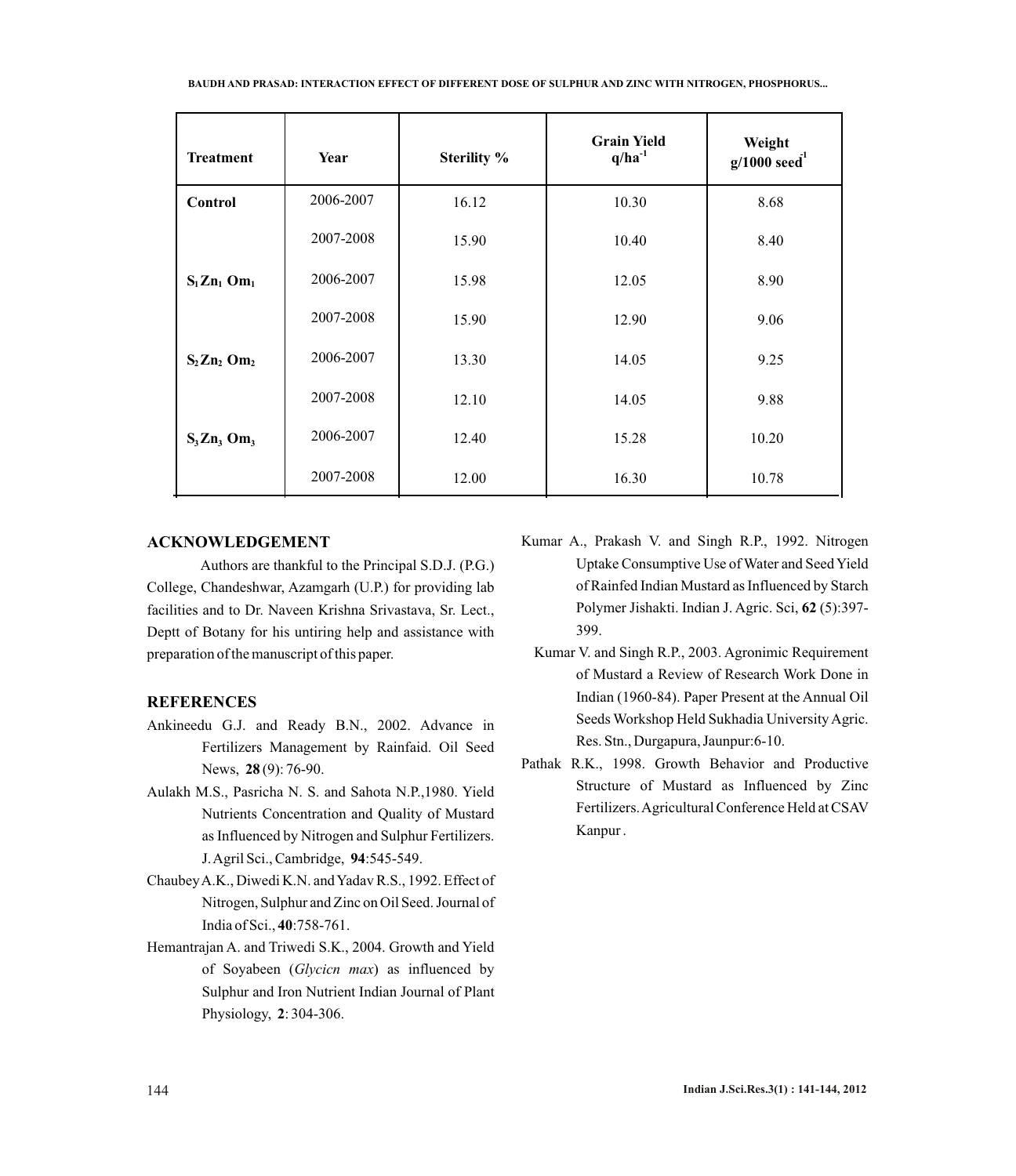| Treatment | Year | Sterility % | Grain Yield $q/ha^{-1}$ | Weight $g/1000\ seed^{-1}$ |
|---|---|---|---|---|
| **Control** | 2006-2007 | 16.12 | 10.30 | 8.68 |
| | 2007-2008 | 15.90 | 10.40 | 8.40 |
| **$S_1Zn_1\ Om_1$** | 2006-2007 | 15.98 | 12.05 | 8.90 |
| | 2007-2008 | 15.90 | 12.90 | 9.06 |
| **$S_2Zn_2\ Om_2$** | 2006-2007 | 13.30 | 14.05 | 9.25 |
| | 2007-2008 | 12.10 | 14.05 | 9.88 |
| **$S_3Zn_3\ Om_3$** | 2006-2007 | 12.40 | 15.28 | 10.20 |
| | 2007-2008 | 12.00 | 16.30 | 10.78 |

## ACKNOWLEDGEMENT

Authors are thankful to the Principal S.D.J. (P.G.) College, Chandeshwar, Azamgarh (U.P.) for providing lab facilities and to Dr. Naveen Krishna Srivastava, Sr. Lect., Deptt of Botany for his untiring help and assistance with preparation of the manuscript of this paper.

## REFERENCES

Ankineedu G.J. and Ready B.N., 2002. Advance in Fertilizers Management by Rainfaid. Oil Seed News, **28** (9): 76-90.

Aulakh M.S., Pasricha N. S. and Sahota N.P.,1980. Yield Nutrients Concentration and Quality of Mustard as Influenced by Nitrogen and Sulphur Fertilizers. J. Agril Sci., Cambridge, **94**:545-549.

Chaubey A.K., Diwedi K.N. and Yadav R.S., 1992. Effect of Nitrogen, Sulphur and Zinc on Oil Seed. Journal of India of Sci., **40**:758-761.

Hemantrajan A. and Triwedi S.K., 2004. Growth and Yield of Soyabeen (*Glycicn max*) as influenced by Sulphur and Iron Nutrient Indian Journal of Plant Physiology, **2**: 304-306.

Kumar A., Prakash V. and Singh R.P., 1992. Nitrogen Uptake Consumptive Use of Water and Seed Yield of Rainfed Indian Mustard as Influenced by Starch Polymer Jishakti. Indian J. Agric. Sci, **62** (5):397-399.

Kumar V. and Singh R.P., 2003. Agronimic Requirement of Mustard a Review of Research Work Done in Indian (1960-84). Paper Present at the Annual Oil Seeds Workshop Held Sukhadia University Agric. Res. Stn., Durgapura, Jaunpur:6-10.

Pathak R.K., 1998. Growth Behavior and Productive Structure of Mustard as Influenced by Zinc Fertilizers. Agricultural Conference Held at CSAV Kanpur .